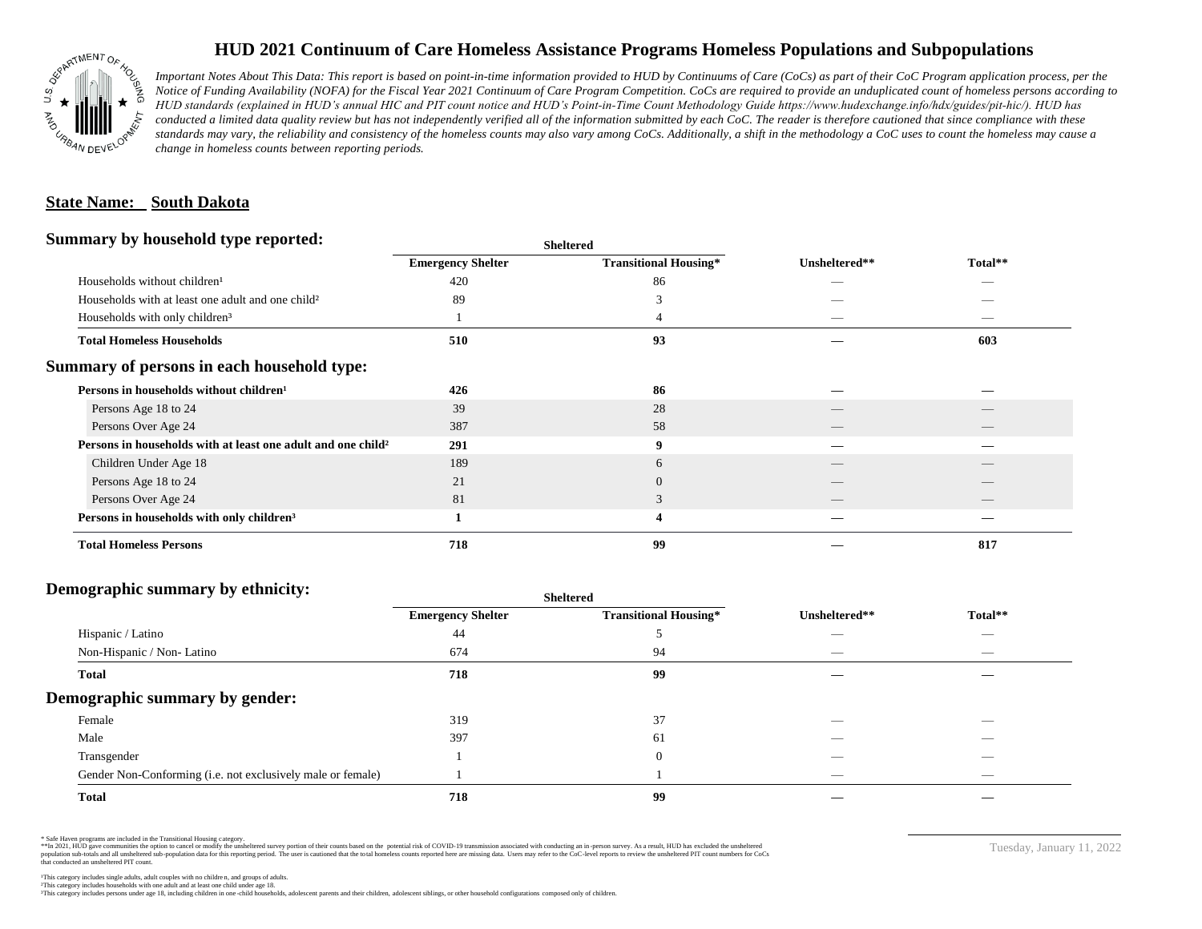# HUD 2021 Continuum of Care Homeless Assistance Programs Homeless Populations and Subpopulations

*Important Notes About This Data: This report is based on point-in-time information provided to HUD by Continuums of Care (CoCs) as part of their CoC Program application process, per the Notice of Funding Availability (NOFA) for the Fiscal Year 2021 Continuum of Care Program Competition. CoCs are required to provide an unduplicated count of homeless persons according to HUD standards (explained in HUD's annual HIC and PIT count notice and HUD's Point-in-Time Count Methodology Guide https://www.hudexchange.info/hdx/guides/pit-hic/). HUD has conducted a limited data quality review but has not independently verified all of the information submitted by each CoC. The reader is therefore cautioned that since compliance with these standards may vary, the reliability and consistency of the homeless counts may also vary among CoCs. Additionally, a shift in the methodology a CoC uses to count the homeless may cause a change in homeless counts between reporting periods.*

**State Name: South Dakota**

## Summary by household type reported:

| | Sheltered | | | |
|---|---|---|---|---|
| | Emergency Shelter | Transitional Housing* | Unsheltered** | Total** |
| Households without children¹ | 420 | 86 | — | — |
| Households with at least one adult and one child² | 89 | 3 | — | — |
| Households with only children³ | 1 | 4 | — | — |
| **Total Homeless Households** | **510** | **93** | **—** | **603** |

## Summary of persons in each household type:

| | Emergency Shelter | Transitional Housing* | Unsheltered** | Total** |
|---|---|---|---|---|
| **Persons in households without children¹** | **426** | **86** | **—** | **—** |
| Persons Age 18 to 24 | 39 | 28 | — | — |
| Persons Over Age 24 | 387 | 58 | — | — |
| **Persons in households with at least one adult and one child²** | **291** | **9** | **—** | **—** |
| Children Under Age 18 | 189 | 6 | — | — |
| Persons Age 18 to 24 | 21 | 0 | — | — |
| Persons Over Age 24 | 81 | 3 | — | — |
| **Persons in households with only children³** | **1** | **4** | **—** | **—** |
| **Total Homeless Persons** | **718** | **99** | **—** | **817** |

## Demographic summary by ethnicity:

| | Sheltered | | | |
|---|---|---|---|---|
| | Emergency Shelter | Transitional Housing* | Unsheltered** | Total** |
| Hispanic / Latino | 44 | 5 | — | — |
| Non-Hispanic / Non- Latino | 674 | 94 | — | — |
| **Total** | **718** | **99** | **—** | **—** |

## Demographic summary by gender:

| | Emergency Shelter | Transitional Housing* | Unsheltered** | Total** |
|---|---|---|---|---|
| Female | 319 | 37 | — | — |
| Male | 397 | 61 | — | — |
| Transgender | 1 | 0 | — | — |
| Gender Non-Conforming (i.e. not exclusively male or female) | 1 | 1 | — | — |
| **Total** | **718** | **99** | **—** | **—** |

\* Safe Haven programs are included in the Transitional Housing category.
\*\*In 2021, HUD gave communities the option to cancel or modify the unsheltered survey portion of their counts based on the potential risk of COVID-19 transmission associated with conducting an in-person survey. As a result, HUD has excluded the unsheltered population sub-totals and all unsheltered sub-population data for this reporting period. The user is cautioned that the total homeless counts reported here are missing data. Users may refer to the CoC-level reports to review the unsheltered PIT count numbers for CoCs that conducted an unsheltered PIT count.

¹This category includes single adults, adult couples with no children, and groups of adults.
²This category includes households with one adult and at least one child under age 18.
³This category includes persons under age 18, including children in one-child households, adolescent parents and their children, adolescent siblings, or other household configurations composed only of children.

Tuesday, January 11, 2022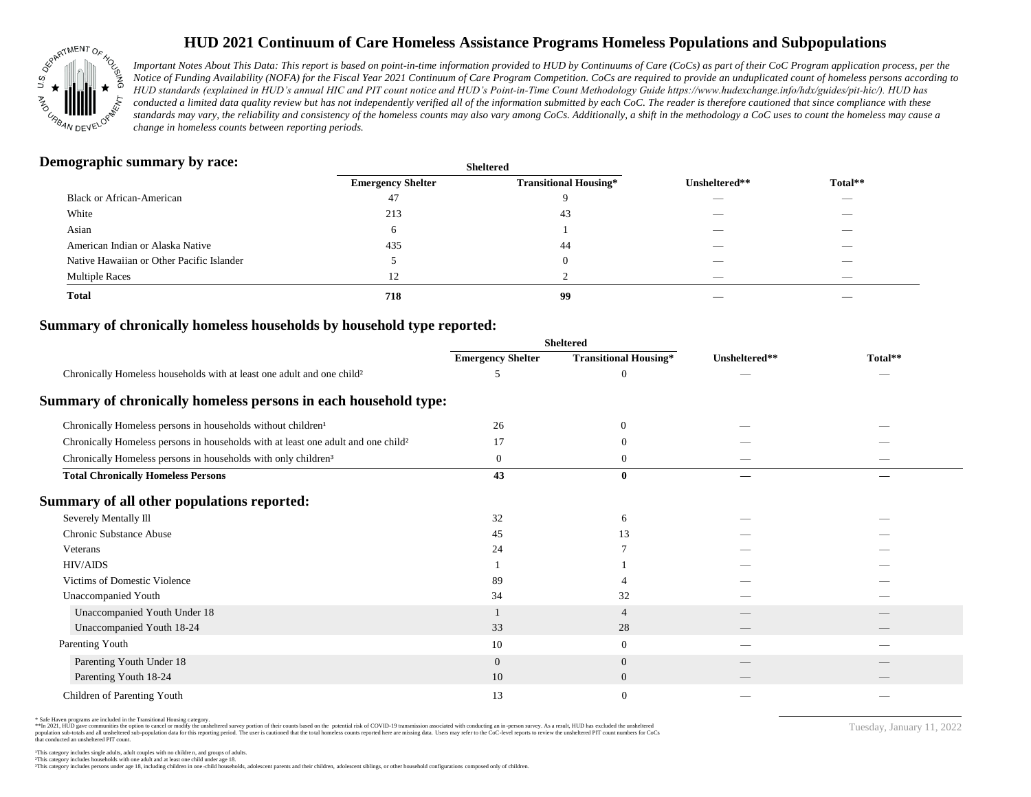# HUD 2021 Continuum of Care Homeless Assistance Programs Homeless Populations and Subpopulations

*Important Notes About This Data: This report is based on point-in-time information provided to HUD by Continuums of Care (CoCs) as part of their CoC Program application process, per the Notice of Funding Availability (NOFA) for the Fiscal Year 2021 Continuum of Care Program Competition. CoCs are required to provide an unduplicated count of homeless persons according to HUD standards (explained in HUD's annual HIC and PIT count notice and HUD's Point-in-Time Count Methodology Guide https://www.hudexchange.info/hdx/guides/pit-hic/). HUD has conducted a limited data quality review but has not independently verified all of the information submitted by each CoC. The reader is therefore cautioned that since compliance with these standards may vary, the reliability and consistency of the homeless counts may also vary among CoCs. Additionally, a shift in the methodology a CoC uses to count the homeless may cause a change in homeless counts between reporting periods.*

## Demographic summary by race:

| | Sheltered | | | |
|---|---|---|---|---|
| | Emergency Shelter | Transitional Housing* | Unsheltered** | Total** |
| Black or African-American | 47 | 9 | — | — |
| White | 213 | 43 | — | — |
| Asian | 6 | 1 | — | — |
| American Indian or Alaska Native | 435 | 44 | — | — |
| Native Hawaiian or Other Pacific Islander | 5 | 0 | — | — |
| Multiple Races | 12 | 2 | — | — |
| **Total** | **718** | **99** | **—** | **—** |

## Summary of chronically homeless households by household type reported:

| | Sheltered | | | |
|---|---|---|---|---|
| | Emergency Shelter | Transitional Housing* | Unsheltered** | Total** |
| Chronically Homeless households with at least one adult and one child² | 5 | 0 | — | — |

## Summary of chronically homeless persons in each household type:

| | Emergency Shelter | Transitional Housing* | Unsheltered** | Total** |
|---|---|---|---|---|
| Chronically Homeless persons in households without children¹ | 26 | 0 | — | — |
| Chronically Homeless persons in households with at least one adult and one child² | 17 | 0 | — | — |
| Chronically Homeless persons in households with only children³ | 0 | 0 | — | — |
| **Total Chronically Homeless Persons** | **43** | **0** | **—** | **—** |

## Summary of all other populations reported:

| | Emergency Shelter | Transitional Housing* | Unsheltered** | Total** |
|---|---|---|---|---|
| Severely Mentally Ill | 32 | 6 | — | — |
| Chronic Substance Abuse | 45 | 13 | — | — |
| Veterans | 24 | 7 | — | — |
| HIV/AIDS | 1 | 1 | — | — |
| Victims of Domestic Violence | 89 | 4 | — | — |
| Unaccompanied Youth | 34 | 32 | — | — |
| Unaccompanied Youth Under 18 | 1 | 4 | — | — |
| Unaccompanied Youth 18-24 | 33 | 28 | — | — |
| Parenting Youth | 10 | 0 | — | — |
| Parenting Youth Under 18 | 0 | 0 | — | — |
| Parenting Youth 18-24 | 10 | 0 | — | — |
| Children of Parenting Youth | 13 | 0 | — | — |

\* Safe Haven programs are included in the Transitional Housing category.
\*\*In 2021, HUD gave communities the option to cancel or modify the unsheltered survey portion of their counts based on the potential risk of COVID-19 transmission associated with conducting an in-person survey. As a result, HUD has excluded the unsheltered population sub-totals and all unsheltered sub-population data for this reporting period. The user is cautioned that the total homeless counts reported here are missing data. Users may refer to the CoC-level reports to review the unsheltered PIT count numbers for CoCs that conducted an unsheltered PIT count.

¹This category includes single adults, adult couples with no children, and groups of adults.
²This category includes households with one adult and at least one child under age 18.
³This category includes persons under age 18, including children in one-child households, adolescent parents and their children, adolescent siblings, or other household configurations composed only of children.

Tuesday, January 11, 2022